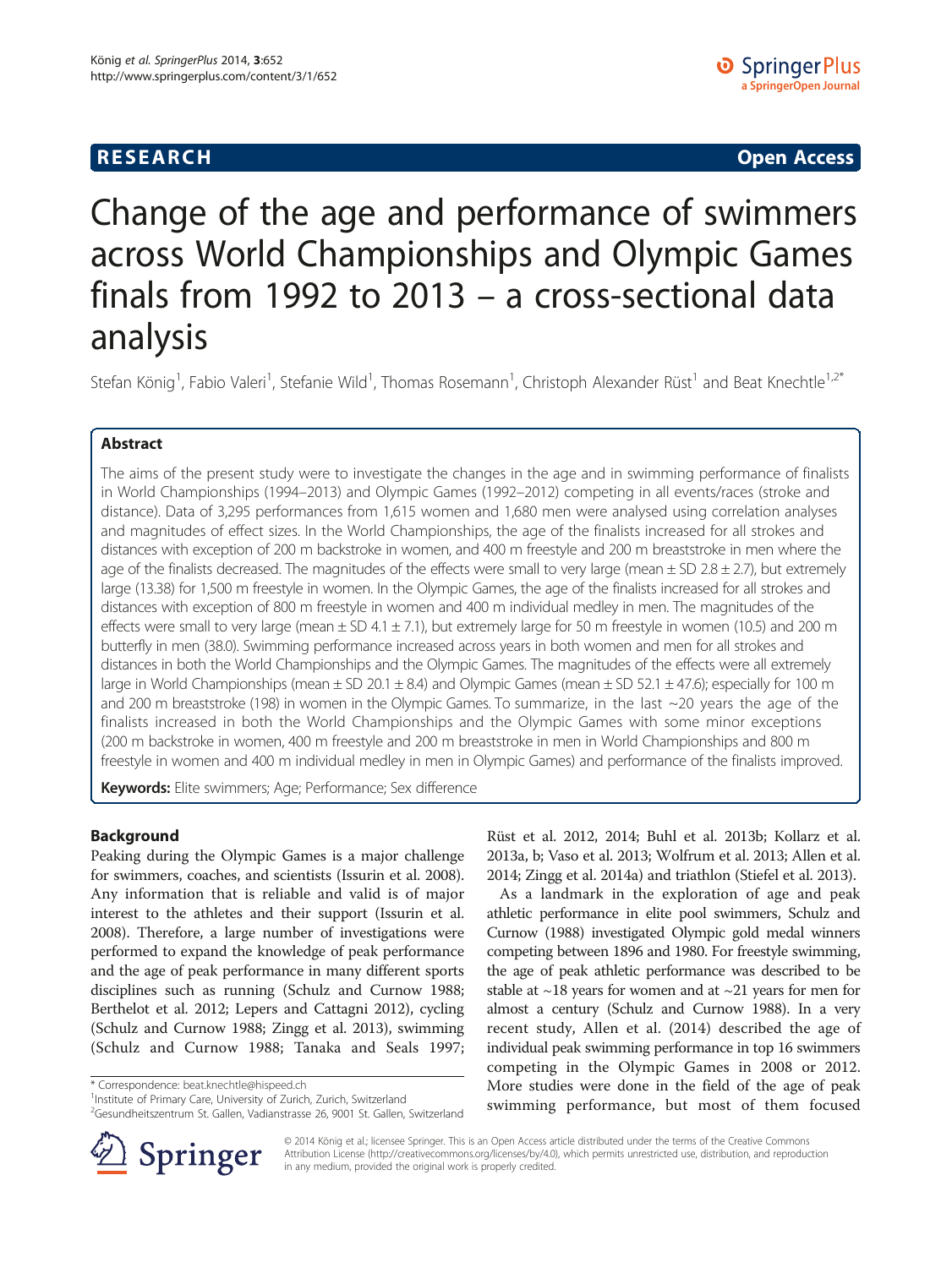**RESEARCH** **Open Access**

# Change of the age and performance of swimmers across World Championships and Olympic Games finals from 1992 to 2013 – a cross-sectional data analysis

Stefan König[1], Fabio Valeri[1], Stefanie Wild[1], Thomas Rosemann[1], Christoph Alexander Rüst[1] and Beat Knechtle[1,2*]

## Abstract

The aims of the present study were to investigate the changes in the age and in swimming performance of finalists in World Championships (1994–2013) and Olympic Games (1992–2012) competing in all events/races (stroke and distance). Data of 3,295 performances from 1,615 women and 1,680 men were analysed using correlation analyses and magnitudes of effect sizes. In the World Championships, the age of the finalists increased for all strokes and distances with exception of 200 m backstroke in women, and 400 m freestyle and 200 m breaststroke in men where the age of the finalists decreased. The magnitudes of the effects were small to very large (mean ± SD 2.8 ± 2.7), but extremely large (13.38) for 1,500 m freestyle in women. In the Olympic Games, the age of the finalists increased for all strokes and distances with exception of 800 m freestyle in women and 400 m individual medley in men. The magnitudes of the effects were small to very large (mean ± SD 4.1 ± 7.1), but extremely large for 50 m freestyle in women (10.5) and 200 m butterfly in men (38.0). Swimming performance increased across years in both women and men for all strokes and distances in both the World Championships and the Olympic Games. The magnitudes of the effects were all extremely large in World Championships (mean ± SD 20.1 ± 8.4) and Olympic Games (mean ± SD 52.1 ± 47.6); especially for 100 m and 200 m breaststroke (198) in women in the Olympic Games. To summarize, in the last ~20 years the age of the finalists increased in both the World Championships and the Olympic Games with some minor exceptions (200 m backstroke in women, 400 m freestyle and 200 m breaststroke in men in World Championships and 800 m freestyle in women and 400 m individual medley in men in Olympic Games) and performance of the finalists improved.

**Keywords:** Elite swimmers; Age; Performance; Sex difference

## Background

Peaking during the Olympic Games is a major challenge for swimmers, coaches, and scientists (Issurin et al. 2008). Any information that is reliable and valid is of major interest to the athletes and their support (Issurin et al. 2008). Therefore, a large number of investigations were performed to expand the knowledge of peak performance and the age of peak performance in many different sports disciplines such as running (Schulz and Curnow 1988; Berthelot et al. 2012; Lepers and Cattagni 2012), cycling (Schulz and Curnow 1988; Zingg et al. 2013), swimming (Schulz and Curnow 1988; Tanaka and Seals 1997; Rüst et al. 2012, 2014; Buhl et al. 2013b; Kollarz et al. 2013a, b; Vaso et al. 2013; Wolfrum et al. 2013; Allen et al. 2014; Zingg et al. 2014a) and triathlon (Stiefel et al. 2013).

As a landmark in the exploration of age and peak athletic performance in elite pool swimmers, Schulz and Curnow (1988) investigated Olympic gold medal winners competing between 1896 and 1980. For freestyle swimming, the age of peak athletic performance was described to be stable at ~18 years for women and at ~21 years for men for almost a century (Schulz and Curnow 1988). In a very recent study, Allen et al. (2014) described the age of individual peak swimming performance in top 16 swimmers competing in the Olympic Games in 2008 or 2012. More studies were done in the field of the age of peak swimming performance, but most of them focused

\* Correspondence: beat.knechtle@hispeed.ch
[1]Institute of Primary Care, University of Zurich, Zurich, Switzerland
[2]Gesundheitszentrum St. Gallen, Vadianstrasse 26, 9001 St. Gallen, Switzerland

© 2014 König et al.; licensee Springer. This is an Open Access article distributed under the terms of the Creative Commons Attribution License (http://creativecommons.org/licenses/by/4.0), which permits unrestricted use, distribution, and reproduction in any medium, provided the original work is properly credited.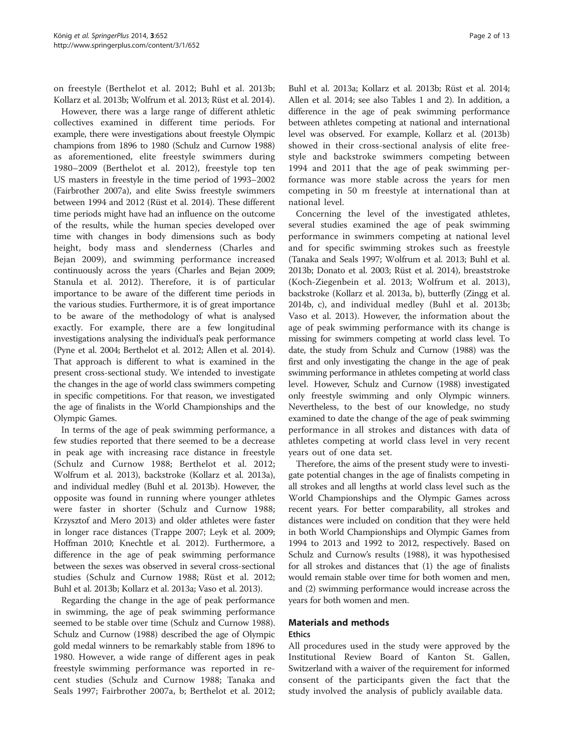on freestyle (Berthelot et al. 2012; Buhl et al. 2013b; Kollarz et al. 2013b; Wolfrum et al. 2013; Rüst et al. 2014).

However, there was a large range of different athletic collectives examined in different time periods. For example, there were investigations about freestyle Olympic champions from 1896 to 1980 (Schulz and Curnow 1988) as aforementioned, elite freestyle swimmers during 1980–2009 (Berthelot et al. 2012), freestyle top ten US masters in freestyle in the time period of 1993–2002 (Fairbrother 2007a), and elite Swiss freestyle swimmers between 1994 and 2012 (Rüst et al. 2014). These different time periods might have had an influence on the outcome of the results, while the human species developed over time with changes in body dimensions such as body height, body mass and slenderness (Charles and Bejan 2009), and swimming performance increased continuously across the years (Charles and Bejan 2009; Stanula et al. 2012). Therefore, it is of particular importance to be aware of the different time periods in the various studies. Furthermore, it is of great importance to be aware of the methodology of what is analysed exactly. For example, there are a few longitudinal investigations analysing the individual's peak performance (Pyne et al. 2004; Berthelot et al. 2012; Allen et al. 2014). That approach is different to what is examined in the present cross-sectional study. We intended to investigate the changes in the age of world class swimmers competing in specific competitions. For that reason, we investigated the age of finalists in the World Championships and the Olympic Games.

In terms of the age of peak swimming performance, a few studies reported that there seemed to be a decrease in peak age with increasing race distance in freestyle (Schulz and Curnow 1988; Berthelot et al. 2012; Wolfrum et al. 2013), backstroke (Kollarz et al. 2013a), and individual medley (Buhl et al. 2013b). However, the opposite was found in running where younger athletes were faster in shorter (Schulz and Curnow 1988; Krzysztof and Mero 2013) and older athletes were faster in longer race distances (Trappe 2007; Leyk et al. 2009; Hoffman 2010; Knechtle et al. 2012). Furthermore, a difference in the age of peak swimming performance between the sexes was observed in several cross-sectional studies (Schulz and Curnow 1988; Rüst et al. 2012; Buhl et al. 2013b; Kollarz et al. 2013a; Vaso et al. 2013).

Regarding the change in the age of peak performance in swimming, the age of peak swimming performance seemed to be stable over time (Schulz and Curnow 1988). Schulz and Curnow (1988) described the age of Olympic gold medal winners to be remarkably stable from 1896 to 1980. However, a wide range of different ages in peak freestyle swimming performance was reported in recent studies (Schulz and Curnow 1988; Tanaka and Seals 1997; Fairbrother 2007a, b; Berthelot et al. 2012; Buhl et al. 2013a; Kollarz et al. 2013b; Rüst et al. 2014; Allen et al. 2014; see also Tables 1 and 2). In addition, a difference in the age of peak swimming performance between athletes competing at national and international level was observed. For example, Kollarz et al. (2013b) showed in their cross-sectional analysis of elite freestyle and backstroke swimmers competing between 1994 and 2011 that the age of peak swimming performance was more stable across the years for men competing in 50 m freestyle at international than at national level.

Concerning the level of the investigated athletes, several studies examined the age of peak swimming performance in swimmers competing at national level and for specific swimming strokes such as freestyle (Tanaka and Seals 1997; Wolfrum et al. 2013; Buhl et al. 2013b; Donato et al. 2003; Rüst et al. 2014), breaststroke (Koch-Ziegenbein et al. 2013; Wolfrum et al. 2013), backstroke (Kollarz et al. 2013a, b), butterfly (Zingg et al. 2014b, c), and individual medley (Buhl et al. 2013b; Vaso et al. 2013). However, the information about the age of peak swimming performance with its change is missing for swimmers competing at world class level. To date, the study from Schulz and Curnow (1988) was the first and only investigating the change in the age of peak swimming performance in athletes competing at world class level. However, Schulz and Curnow (1988) investigated only freestyle swimming and only Olympic winners. Nevertheless, to the best of our knowledge, no study examined to date the change of the age of peak swimming performance in all strokes and distances with data of athletes competing at world class level in very recent years out of one data set.

Therefore, the aims of the present study were to investigate potential changes in the age of finalists competing in all strokes and all lengths at world class level such as the World Championships and the Olympic Games across recent years. For better comparability, all strokes and distances were included on condition that they were held in both World Championships and Olympic Games from 1994 to 2013 and 1992 to 2012, respectively. Based on Schulz and Curnow's results (1988), it was hypothesised for all strokes and distances that (1) the age of finalists would remain stable over time for both women and men, and (2) swimming performance would increase across the years for both women and men.

## Materials and methods

### Ethics

All procedures used in the study were approved by the Institutional Review Board of Kanton St. Gallen, Switzerland with a waiver of the requirement for informed consent of the participants given the fact that the study involved the analysis of publicly available data.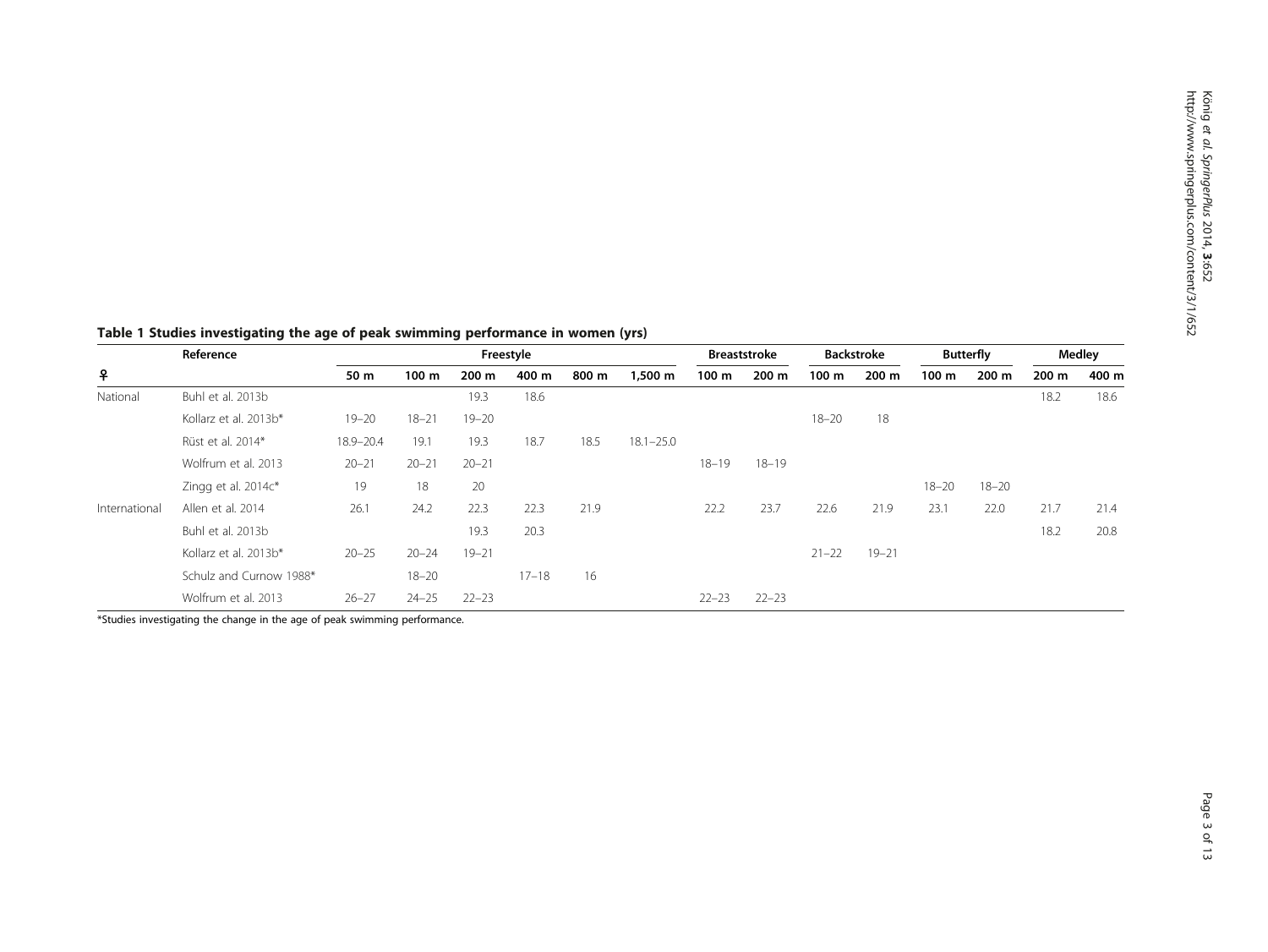**Table 1 Studies investigating the age of peak swimming performance in women (yrs)**

| ♀ | Reference | Freestyle | | | | | | Breaststroke | | Backstroke | | Butterfly | | Medley | |
|---|---|---|---|---|---|---|---|---|---|---|---|---|---|---|---|
| | | 50 m | 100 m | 200 m | 400 m | 800 m | 1,500 m | 100 m | 200 m | 100 m | 200 m | 100 m | 200 m | 200 m | 400 m |
| National | Buhl et al. 2013b | | | 19.3 | 18.6 | | | | | | | | | 18.2 | 18.6 |
| | Kollarz et al. 2013b* | 19–20 | 18–21 | 19–20 | | | | | | 18–20 | 18 | | | | |
| | Rüst et al. 2014* | 18.9–20.4 | 19.1 | 19.3 | 18.7 | 18.5 | 18.1–25.0 | | | | | | | | |
| | Wolfrum et al. 2013 | 20–21 | 20–21 | 20–21 | | | | 18–19 | 18–19 | | | | | | |
| | Zingg et al. 2014c* | 19 | 18 | 20 | | | | | | | | 18–20 | 18–20 | | |
| International | Allen et al. 2014 | 26.1 | 24.2 | 22.3 | 22.3 | 21.9 | | 22.2 | 23.7 | 22.6 | 21.9 | 23.1 | 22.0 | 21.7 | 21.4 |
| | Buhl et al. 2013b | | | 19.3 | 20.3 | | | | | | | | | 18.2 | 20.8 |
| | Kollarz et al. 2013b* | 20–25 | 20–24 | 19–21 | | | | | | 21–22 | 19–21 | | | | |
| | Schulz and Curnow 1988* | | 18–20 | | 17–18 | 16 | | | | | | | | | |
| | Wolfrum et al. 2013 | 26–27 | 24–25 | 22–23 | | | | 22–23 | 22–23 | | | | | | |

*Studies investigating the change in the age of peak swimming performance.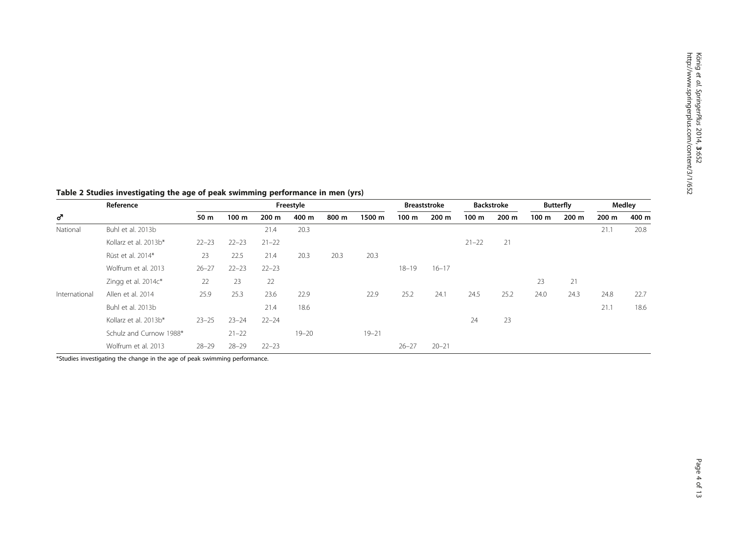**Table 2 Studies investigating the age of peak swimming performance in men (yrs)**

| | Reference | Freestyle | | | | | | Breaststroke | | Backstroke | | Butterfly | | Medley | |
|---|---|---|---|---|---|---|---|---|---|---|---|---|---|---|---|
| ♂ | | 50 m | 100 m | 200 m | 400 m | 800 m | 1500 m | 100 m | 200 m | 100 m | 200 m | 100 m | 200 m | 200 m | 400 m |
| National | Buhl et al. 2013b | | | 21.4 | 20.3 | | | | | | | | | 21.1 | 20.8 |
| | Kollarz et al. 2013b* | 22–23 | 22–23 | 21–22 | | | | | | 21–22 | 21 | | | | |
| | Rüst et al. 2014* | 23 | 22.5 | 21.4 | 20.3 | 20.3 | 20.3 | | | | | | | | |
| | Wolfrum et al. 2013 | 26–27 | 22–23 | 22–23 | | | | 18–19 | 16–17 | | | | | | |
| | Zingg et al. 2014c* | 22 | 23 | 22 | | | | | | | | 23 | 21 | | |
| International | Allen et al. 2014 | 25.9 | 25.3 | 23.6 | 22.9 | | 22.9 | 25.2 | 24.1 | 24.5 | 25.2 | 24.0 | 24.3 | 24.8 | 22.7 |
| | Buhl et al. 2013b | | | 21.4 | 18.6 | | | | | | | | | 21.1 | 18.6 |
| | Kollarz et al. 2013b* | 23–25 | 23–24 | 22–24 | | | | | | 24 | 23 | | | | |
| | Schulz and Curnow 1988* | | 21–22 | | 19–20 | | 19–21 | | | | | | | | |
| | Wolfrum et al. 2013 | 28–29 | 28–29 | 22–23 | | | | 26–27 | 20–21 | | | | | | |

*Studies investigating the change in the age of peak swimming performance.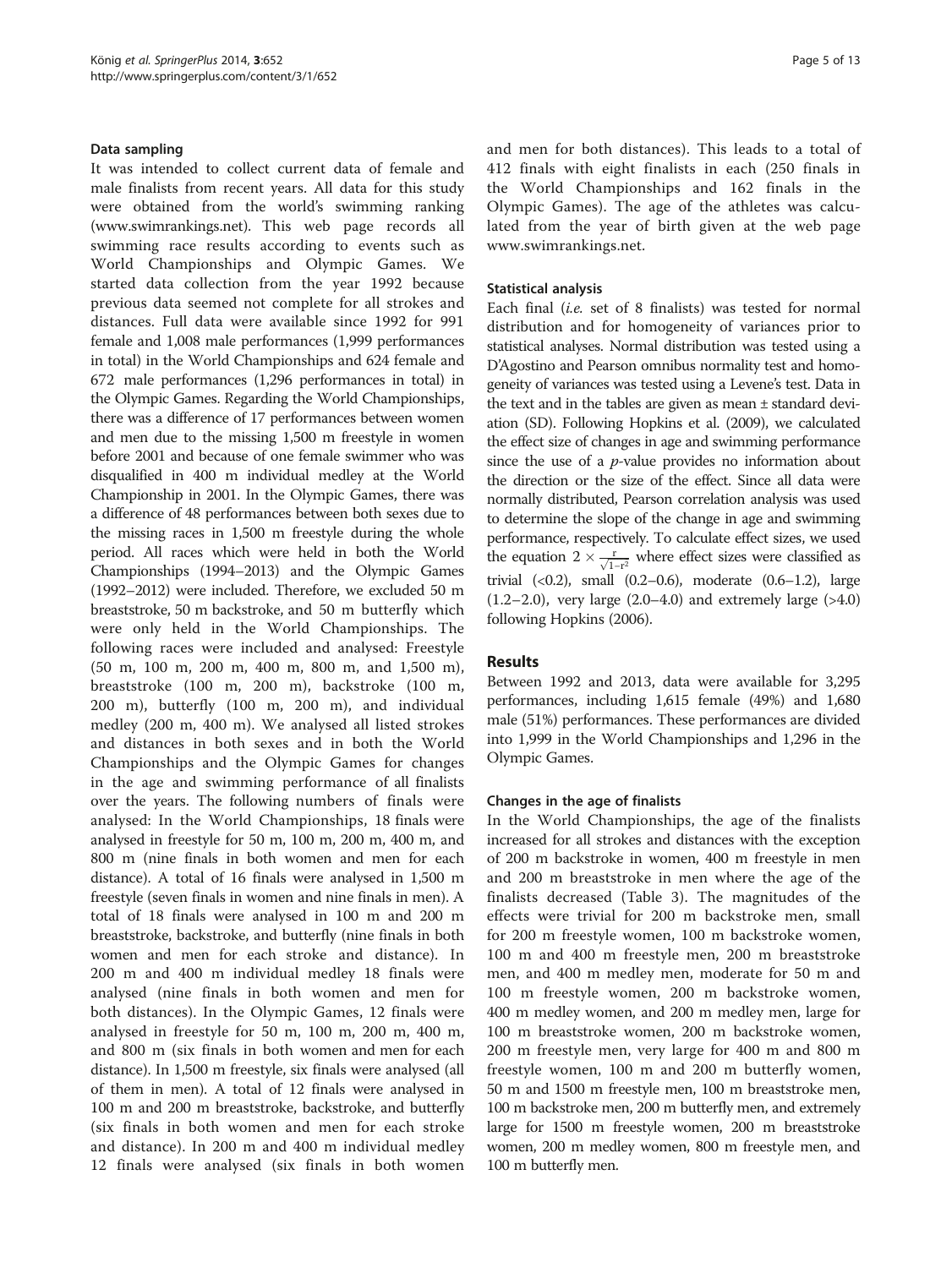### Data sampling

It was intended to collect current data of female and male finalists from recent years. All data for this study were obtained from the world's swimming ranking (www.swimrankings.net). This web page records all swimming race results according to events such as World Championships and Olympic Games. We started data collection from the year 1992 because previous data seemed not complete for all strokes and distances. Full data were available since 1992 for 991 female and 1,008 male performances (1,999 performances in total) in the World Championships and 624 female and 672 male performances (1,296 performances in total) in the Olympic Games. Regarding the World Championships, there was a difference of 17 performances between women and men due to the missing 1,500 m freestyle in women before 2001 and because of one female swimmer who was disqualified in 400 m individual medley at the World Championship in 2001. In the Olympic Games, there was a difference of 48 performances between both sexes due to the missing races in 1,500 m freestyle during the whole period. All races which were held in both the World Championships (1994–2013) and the Olympic Games (1992–2012) were included. Therefore, we excluded 50 m breaststroke, 50 m backstroke, and 50 m butterfly which were only held in the World Championships. The following races were included and analysed: Freestyle (50 m, 100 m, 200 m, 400 m, 800 m, and 1,500 m), breaststroke (100 m, 200 m), backstroke (100 m, 200 m), butterfly (100 m, 200 m), and individual medley (200 m, 400 m). We analysed all listed strokes and distances in both sexes and in both the World Championships and the Olympic Games for changes in the age and swimming performance of all finalists over the years. The following numbers of finals were analysed: In the World Championships, 18 finals were analysed in freestyle for 50 m, 100 m, 200 m, 400 m, and 800 m (nine finals in both women and men for each distance). A total of 16 finals were analysed in 1,500 m freestyle (seven finals in women and nine finals in men). A total of 18 finals were analysed in 100 m and 200 m breaststroke, backstroke, and butterfly (nine finals in both women and men for each stroke and distance). In 200 m and 400 m individual medley 18 finals were analysed (nine finals in both women and men for both distances). In the Olympic Games, 12 finals were analysed in freestyle for 50 m, 100 m, 200 m, 400 m, and 800 m (six finals in both women and men for each distance). In 1,500 m freestyle, six finals were analysed (all of them in men). A total of 12 finals were analysed in 100 m and 200 m breaststroke, backstroke, and butterfly (six finals in both women and men for each stroke and distance). In 200 m and 400 m individual medley 12 finals were analysed (six finals in both women and men for both distances). This leads to a total of 412 finals with eight finalists in each (250 finals in the World Championships and 162 finals in the Olympic Games). The age of the athletes was calculated from the year of birth given at the web page www.swimrankings.net.

### Statistical analysis

Each final (*i.e.* set of 8 finalists) was tested for normal distribution and for homogeneity of variances prior to statistical analyses. Normal distribution was tested using a D'Agostino and Pearson omnibus normality test and homogeneity of variances was tested using a Levene's test. Data in the text and in the tables are given as mean ± standard deviation (SD). Following Hopkins et al. (2009), we calculated the effect size of changes in age and swimming performance since the use of a *p*-value provides no information about the direction or the size of the effect. Since all data were normally distributed, Pearson correlation analysis was used to determine the slope of the change in age and swimming performance, respectively. To calculate effect sizes, we used the equation $2 \times \frac{r}{\sqrt{1-r^2}}$ where effect sizes were classified as trivial (<0.2), small (0.2–0.6), moderate (0.6–1.2), large (1.2–2.0), very large (2.0–4.0) and extremely large (>4.0) following Hopkins (2006).

## Results

Between 1992 and 2013, data were available for 3,295 performances, including 1,615 female (49%) and 1,680 male (51%) performances. These performances are divided into 1,999 in the World Championships and 1,296 in the Olympic Games.

### Changes in the age of finalists

In the World Championships, the age of the finalists increased for all strokes and distances with the exception of 200 m backstroke in women, 400 m freestyle in men and 200 m breaststroke in men where the age of the finalists decreased (Table 3). The magnitudes of the effects were trivial for 200 m backstroke men, small for 200 m freestyle women, 100 m backstroke women, 100 m and 400 m freestyle men, 200 m breaststroke men, and 400 m medley men, moderate for 50 m and 100 m freestyle women, 200 m backstroke women, 400 m medley women, and 200 m medley men, large for 100 m breaststroke women, 200 m backstroke women, 200 m freestyle men, very large for 400 m and 800 m freestyle women, 100 m and 200 m butterfly women, 50 m and 1500 m freestyle men, 100 m breaststroke men, 100 m backstroke men, 200 m butterfly men, and extremely large for 1500 m freestyle women, 200 m breaststroke women, 200 m medley women, 800 m freestyle men, and 100 m butterfly men.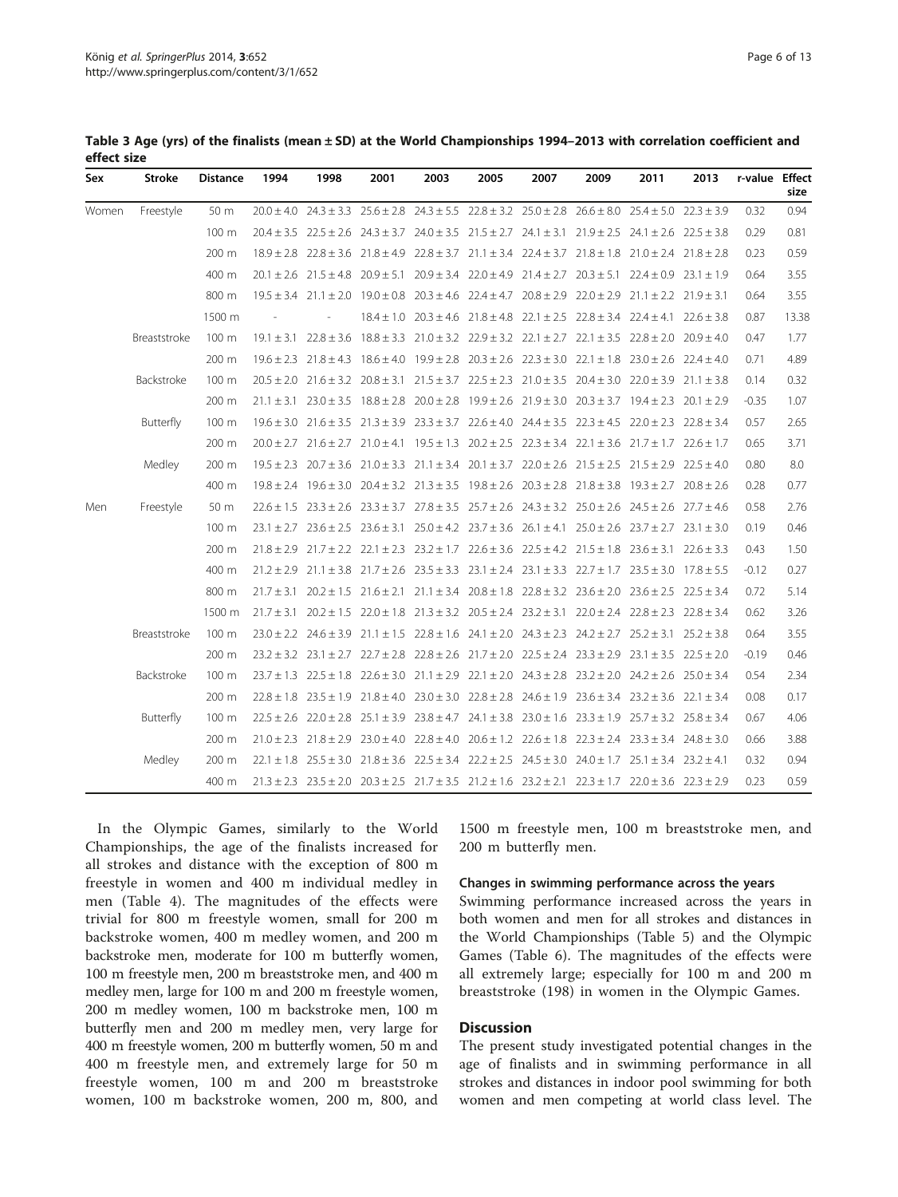**Table 3 Age (yrs) of the finalists (mean ± SD) at the World Championships 1994–2013 with correlation coefficient and effect size**

| Sex | Stroke | Distance | 1994 | 1998 | 2001 | 2003 | 2005 | 2007 | 2009 | 2011 | 2013 | r-value | Effect size |
|---|---|---|---|---|---|---|---|---|---|---|---|---|---|
| Women | Freestyle | 50 m | 20.0 ± 4.0 | 24.3 ± 3.3 | 25.6 ± 2.8 | 24.3 ± 5.5 | 22.8 ± 3.2 | 25.0 ± 2.8 | 26.6 ± 8.0 | 25.4 ± 5.0 | 22.3 ± 3.9 | 0.32 | 0.94 |
| | | 100 m | 20.4 ± 3.5 | 22.5 ± 2.6 | 24.3 ± 3.7 | 24.0 ± 3.5 | 21.5 ± 2.7 | 24.1 ± 3.1 | 21.9 ± 2.5 | 24.1 ± 2.6 | 22.5 ± 3.8 | 0.29 | 0.81 |
| | | 200 m | 18.9 ± 2.8 | 22.8 ± 3.6 | 21.8 ± 4.9 | 22.8 ± 3.7 | 21.1 ± 3.4 | 22.4 ± 3.7 | 21.8 ± 1.8 | 21.0 ± 2.4 | 21.8 ± 2.8 | 0.23 | 0.59 |
| | | 400 m | 20.1 ± 2.6 | 21.5 ± 4.8 | 20.9 ± 5.1 | 20.9 ± 3.4 | 22.0 ± 4.9 | 21.4 ± 2.7 | 20.3 ± 5.1 | 22.4 ± 0.9 | 23.1 ± 1.9 | 0.64 | 3.55 |
| | | 800 m | 19.5 ± 3.4 | 21.1 ± 2.0 | 19.0 ± 0.8 | 20.3 ± 4.6 | 22.4 ± 4.7 | 20.8 ± 2.9 | 22.0 ± 2.9 | 21.1 ± 2.2 | 21.9 ± 3.1 | 0.64 | 3.55 |
| | | 1500 m | - | - | 18.4 ± 1.0 | 20.3 ± 4.6 | 21.8 ± 4.8 | 22.1 ± 2.5 | 22.8 ± 3.4 | 22.4 ± 4.1 | 22.6 ± 3.8 | 0.87 | 13.38 |
| | Breaststroke | 100 m | 19.1 ± 3.1 | 22.8 ± 3.6 | 18.8 ± 3.3 | 21.0 ± 3.2 | 22.9 ± 3.2 | 22.1 ± 2.7 | 22.1 ± 3.5 | 22.8 ± 2.0 | 20.9 ± 4.0 | 0.47 | 1.77 |
| | | 200 m | 19.6 ± 2.3 | 21.8 ± 4.3 | 18.6 ± 4.0 | 19.9 ± 2.8 | 20.3 ± 2.6 | 22.3 ± 3.0 | 22.1 ± 1.8 | 23.0 ± 2.6 | 22.4 ± 4.0 | 0.71 | 4.89 |
| | Backstroke | 100 m | 20.5 ± 2.0 | 21.6 ± 3.2 | 20.8 ± 3.1 | 21.5 ± 3.7 | 22.5 ± 2.3 | 21.0 ± 3.5 | 20.4 ± 3.0 | 22.0 ± 3.9 | 21.1 ± 3.8 | 0.14 | 0.32 |
| | | 200 m | 21.1 ± 3.1 | 23.0 ± 3.5 | 18.8 ± 2.8 | 20.0 ± 2.8 | 19.9 ± 2.6 | 21.9 ± 3.0 | 20.3 ± 3.7 | 19.4 ± 2.3 | 20.1 ± 2.9 | -0.35 | 1.07 |
| | Butterfly | 100 m | 19.6 ± 3.0 | 21.6 ± 3.5 | 21.3 ± 3.9 | 23.3 ± 3.7 | 22.6 ± 4.0 | 24.4 ± 3.5 | 22.3 ± 4.5 | 22.0 ± 2.3 | 22.8 ± 3.4 | 0.57 | 2.65 |
| | | 200 m | 20.0 ± 2.7 | 21.6 ± 2.7 | 21.0 ± 4.1 | 19.5 ± 1.3 | 20.2 ± 2.5 | 22.3 ± 3.4 | 22.1 ± 3.6 | 21.7 ± 1.7 | 22.6 ± 1.7 | 0.65 | 3.71 |
| | Medley | 200 m | 19.5 ± 2.3 | 20.7 ± 3.6 | 21.0 ± 3.3 | 21.1 ± 3.4 | 20.1 ± 3.7 | 22.0 ± 2.6 | 21.5 ± 2.5 | 21.5 ± 2.9 | 22.5 ± 4.0 | 0.80 | 8.0 |
| | | 400 m | 19.8 ± 2.4 | 19.6 ± 3.0 | 20.4 ± 3.2 | 21.3 ± 3.5 | 19.8 ± 2.6 | 20.3 ± 2.8 | 21.8 ± 3.8 | 19.3 ± 2.7 | 20.8 ± 2.6 | 0.28 | 0.77 |
| Men | Freestyle | 50 m | 22.6 ± 1.5 | 23.3 ± 2.6 | 23.3 ± 3.7 | 27.8 ± 3.5 | 25.7 ± 2.6 | 24.3 ± 3.2 | 25.0 ± 2.6 | 24.5 ± 2.6 | 27.7 ± 4.6 | 0.58 | 2.76 |
| | | 100 m | 23.1 ± 2.7 | 23.6 ± 2.5 | 23.6 ± 3.1 | 25.0 ± 4.2 | 23.7 ± 3.6 | 26.1 ± 4.1 | 25.0 ± 2.6 | 23.7 ± 2.7 | 23.1 ± 3.0 | 0.19 | 0.46 |
| | | 200 m | 21.8 ± 2.9 | 21.7 ± 2.2 | 22.1 ± 2.3 | 23.2 ± 1.7 | 22.6 ± 3.6 | 22.5 ± 4.2 | 21.5 ± 1.8 | 23.6 ± 3.1 | 22.6 ± 3.3 | 0.43 | 1.50 |
| | | 400 m | 21.2 ± 2.9 | 21.1 ± 3.8 | 21.7 ± 2.6 | 23.5 ± 3.3 | 23.1 ± 2.4 | 23.1 ± 3.3 | 22.7 ± 1.7 | 23.5 ± 3.0 | 17.8 ± 5.5 | -0.12 | 0.27 |
| | | 800 m | 21.7 ± 3.1 | 20.2 ± 1.5 | 21.6 ± 2.1 | 21.1 ± 3.4 | 20.8 ± 1.8 | 22.8 ± 3.2 | 23.6 ± 2.0 | 23.6 ± 2.5 | 22.5 ± 3.4 | 0.72 | 5.14 |
| | | 1500 m | 21.7 ± 3.1 | 20.2 ± 1.5 | 22.0 ± 1.8 | 21.3 ± 3.2 | 20.5 ± 2.4 | 23.2 ± 3.1 | 22.0 ± 2.4 | 22.8 ± 2.3 | 22.8 ± 3.4 | 0.62 | 3.26 |
| | Breaststroke | 100 m | 23.0 ± 2.2 | 24.6 ± 3.9 | 21.1 ± 1.5 | 22.8 ± 1.6 | 24.1 ± 2.0 | 24.3 ± 2.3 | 24.2 ± 2.7 | 25.2 ± 3.1 | 25.2 ± 3.8 | 0.64 | 3.55 |
| | | 200 m | 23.2 ± 3.2 | 23.1 ± 2.7 | 22.7 ± 2.8 | 22.8 ± 2.6 | 21.7 ± 2.0 | 22.5 ± 2.4 | 23.3 ± 2.9 | 23.1 ± 3.5 | 22.5 ± 2.0 | -0.19 | 0.46 |
| | Backstroke | 100 m | 23.7 ± 1.3 | 22.5 ± 1.8 | 22.6 ± 3.0 | 21.1 ± 2.9 | 22.1 ± 2.0 | 24.3 ± 2.8 | 23.2 ± 2.0 | 24.2 ± 2.6 | 25.0 ± 3.4 | 0.54 | 2.34 |
| | | 200 m | 22.8 ± 1.8 | 23.5 ± 1.9 | 21.8 ± 4.0 | 23.0 ± 3.0 | 22.8 ± 2.8 | 24.6 ± 1.9 | 23.6 ± 3.4 | 23.2 ± 3.6 | 22.1 ± 3.4 | 0.08 | 0.17 |
| | Butterfly | 100 m | 22.5 ± 2.6 | 22.0 ± 2.8 | 25.1 ± 3.9 | 23.8 ± 4.7 | 24.1 ± 3.8 | 23.0 ± 1.6 | 23.3 ± 1.9 | 25.7 ± 3.2 | 25.8 ± 3.4 | 0.67 | 4.06 |
| | | 200 m | 21.0 ± 2.3 | 21.8 ± 2.9 | 23.0 ± 4.0 | 22.8 ± 4.0 | 20.6 ± 1.2 | 22.6 ± 1.8 | 22.3 ± 2.4 | 23.3 ± 3.4 | 24.8 ± 3.0 | 0.66 | 3.88 |
| | Medley | 200 m | 22.1 ± 1.8 | 25.5 ± 3.0 | 21.8 ± 3.6 | 22.5 ± 3.4 | 22.2 ± 2.5 | 24.5 ± 3.0 | 24.0 ± 1.7 | 25.1 ± 3.4 | 23.2 ± 4.1 | 0.32 | 0.94 |
| | | 400 m | 21.3 ± 2.3 | 23.5 ± 2.0 | 20.3 ± 2.5 | 21.7 ± 3.5 | 21.2 ± 1.6 | 23.2 ± 2.1 | 22.3 ± 1.7 | 22.0 ± 3.6 | 22.3 ± 2.9 | 0.23 | 0.59 |

In the Olympic Games, similarly to the World Championships, the age of the finalists increased for all strokes and distance with the exception of 800 m freestyle in women and 400 m individual medley in men (Table 4). The magnitudes of the effects were trivial for 800 m freestyle women, small for 200 m backstroke women, 400 m medley women, and 200 m backstroke men, moderate for 100 m butterfly women, 100 m freestyle men, 200 m breaststroke men, and 400 m medley men, large for 100 m and 200 m freestyle women, 200 m medley women, 100 m backstroke men, 100 m butterfly men and 200 m medley men, very large for 400 m freestyle women, 200 m butterfly women, 50 m and 400 m freestyle men, and extremely large for 50 m freestyle women, 100 m and 200 m breaststroke women, 100 m backstroke women, 200 m, 800, and 1500 m freestyle men, 100 m breaststroke men, and 200 m butterfly men.

#### Changes in swimming performance across the years

Swimming performance increased across the years in both women and men for all strokes and distances in the World Championships (Table 5) and the Olympic Games (Table 6). The magnitudes of the effects were all extremely large; especially for 100 m and 200 m breaststroke (198) in women in the Olympic Games.

## Discussion

The present study investigated potential changes in the age of finalists and in swimming performance in all strokes and distances in indoor pool swimming for both women and men competing at world class level. The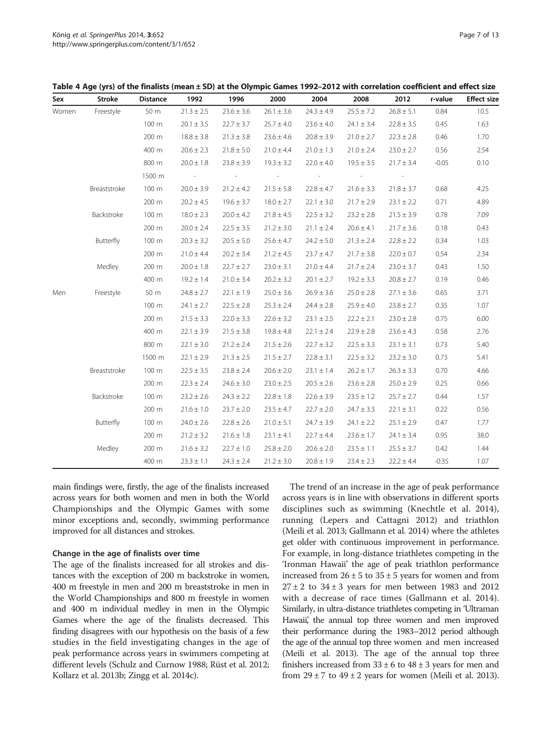**Table 4 Age (yrs) of the finalists (mean ± SD) at the Olympic Games 1992–2012 with correlation coefficient and effect size**

| Sex | Stroke | Distance | 1992 | 1996 | 2000 | 2004 | 2008 | 2012 | r-value | Effect size |
|---|---|---|---|---|---|---|---|---|---|---|
| Women | Freestyle | 50 m | 21.3 ± 2.5 | 23.6 ± 3.6 | 26.1 ± 3.6 | 24.3 ± 4.9 | 25.5 ± 7.2 | 26.8 ± 5.1 | 0.84 | 10.5 |
| | | 100 m | 20.1 ± 3.5 | 22.7 ± 3.7 | 25.7 ± 4.0 | 23.6 ± 4.0 | 24.1 ± 3.4 | 22.8 ± 3.5 | 0.45 | 1.63 |
| | | 200 m | 18.8 ± 3.8 | 21.3 ± 3.8 | 23.6 ± 4.6 | 20.8 ± 3.9 | 21.0 ± 2.7 | 22.3 ± 2.8 | 0.46 | 1.70 |
| | | 400 m | 20.6 ± 2.3 | 21.8 ± 5.0 | 21.0 ± 4.4 | 21.0 ± 1.3 | 21.0 ± 2.4 | 23.0 ± 2.7 | 0.56 | 2.54 |
| | | 800 m | 20.0 ± 1.8 | 23.8 ± 3.9 | 19.3 ± 3.2 | 22.0 ± 4.0 | 19.5 ± 3.5 | 21.7 ± 3.4 | -0.05 | 0.10 |
| | | 1500 m | - | - | - | - | - | - | | |
| | Breaststroke | 100 m | 20.0 ± 3.9 | 21.2 ± 4.2 | 21.5 ± 5.8 | 22.8 ± 4.7 | 21.6 ± 3.3 | 21.8 ± 3.7 | 0.68 | 4.25 |
| | | 200 m | 20.2 ± 4.5 | 19.6 ± 3.7 | 18.0 ± 2.7 | 22.1 ± 3.0 | 21.7 ± 2.9 | 23.1 ± 2.2 | 0.71 | 4.89 |
| | Backstroke | 100 m | 18.0 ± 2.3 | 20.0 ± 4.2 | 21.8 ± 4.5 | 22.5 ± 3.2 | 23.2 ± 2.8 | 21.5 ± 3.9 | 0.78 | 7.09 |
| | | 200 m | 20.0 ± 2.4 | 22.5 ± 3.5 | 21.2 ± 3.0 | 21.1 ± 2.4 | 20.6 ± 4.1 | 21.7 ± 3.6 | 0.18 | 0.43 |
| | Butterfly | 100 m | 20.3 ± 3.2 | 20.5 ± 5.0 | 25.6 ± 4.7 | 24.2 ± 5.0 | 21.3 ± 2.4 | 22.8 ± 2.2 | 0.34 | 1.03 |
| | | 200 m | 21.0 ± 4.4 | 20.2 ± 3.4 | 21.2 ± 4.5 | 23.7 ± 4.7 | 21.7 ± 3.8 | 22.0 ± 0.7 | 0.54 | 2.34 |
| | Medley | 200 m | 20.0 ± 1.8 | 22.7 ± 2.7 | 23.0 ± 3.1 | 21.0 ± 4.4 | 21.7 ± 2.4 | 23.0 ± 3.7 | 0.43 | 1.50 |
| | | 400 m | 19.2 ± 1.4 | 21.0 ± 3.4 | 20.2 ± 3.2 | 20.1 ± 2.7 | 19.2 ± 3.3 | 20.8 ± 2.7 | 0.19 | 0.46 |
| Men | Freestyle | 50 m | 24.8 ± 2.7 | 22.1 ± 1.9 | 25.0 ± 3.6 | 26.9 ± 3.6 | 25.0 ± 2.8 | 27.1 ± 3.6 | 0.65 | 3.71 |
| | | 100 m | 24.1 ± 2.7 | 22.5 ± 2.8 | 25.3 ± 2.4 | 24.4 ± 2.8 | 25.9 ± 4.0 | 23.8 ± 2.7 | 0.35 | 1.07 |
| | | 200 m | 21.5 ± 3.3 | 22.0 ± 3.3 | 22.6 ± 3.2 | 23.1 ± 2.5 | 22.2 ± 2.1 | 23.0 ± 2.8 | 0.75 | 6.00 |
| | | 400 m | 22.1 ± 3.9 | 21.5 ± 3.8 | 19.8 ± 4.8 | 22.1 ± 2.4 | 22.9 ± 2.8 | 23.6 ± 4.3 | 0.58 | 2.76 |
| | | 800 m | 22.1 ± 3.0 | 21.2 ± 2.4 | 21.5 ± 2.6 | 22.7 ± 3.2 | 22.5 ± 3.3 | 23.1 ± 3.1 | 0.73 | 5.40 |
| | | 1500 m | 22.1 ± 2.9 | 21.3 ± 2.5 | 21.5 ± 2.7 | 22.8 ± 3.1 | 22.5 ± 3.2 | 23.2 ± 3.0 | 0.73 | 5.41 |
| | Breaststroke | 100 m | 22.5 ± 3.5 | 23.8 ± 2.4 | 20.6 ± 2.0 | 23.1 ± 1.4 | 26.2 ± 1.7 | 26.3 ± 3.3 | 0.70 | 4.66 |
| | | 200 m | 22.3 ± 2.4 | 24.6 ± 3.0 | 23.0 ± 2.5 | 20.5 ± 2.6 | 23.6 ± 2.8 | 25.0 ± 2.9 | 0.25 | 0.66 |
| | Backstroke | 100 m | 23.2 ± 2.6 | 24.3 ± 2.2 | 22.8 ± 1.8 | 22.6 ± 3.9 | 23.5 ± 1.2 | 25.7 ± 2.7 | 0.44 | 1.57 |
| | | 200 m | 21.6 ± 1.0 | 23.7 ± 2.0 | 23.5 ± 4.7 | 22.7 ± 2.0 | 24.7 ± 3.3 | 22.1 ± 3.1 | 0.22 | 0.56 |
| | Butterfly | 100 m | 24.0 ± 2.6 | 22.8 ± 2.6 | 21.0 ± 5.1 | 24.7 ± 3.9 | 24.1 ± 2.2 | 25.1 ± 2.9 | 0.47 | 1.77 |
| | | 200 m | 21.2 ± 3.2 | 21.6 ± 1.8 | 23.1 ± 4.1 | 22.7 ± 4.4 | 23.6 ± 1.7 | 24.1 ± 3.4 | 0.95 | 38.0 |
| | Medley | 200 m | 21.6 ± 3.2 | 22.7 ± 1.0 | 25.8 ± 2.0 | 20.6 ± 2.0 | 23.5 ± 1.1 | 25.5 ± 3.7 | 0.42 | 1.44 |
| | | 400 m | 23.3 ± 1.1 | 24.3 ± 2.4 | 21.2 ± 3.0 | 20.8 ± 1.9 | 23.4 ± 2.3 | 22.2 ± 4.4 | -0.35 | 1.07 |

main findings were, firstly, the age of the finalists increased across years for both women and men in both the World Championships and the Olympic Games with some minor exceptions and, secondly, swimming performance improved for all distances and strokes.

### Change in the age of finalists over time

The age of the finalists increased for all strokes and distances with the exception of 200 m backstroke in women, 400 m freestyle in men and 200 m breaststroke in men in the World Championships and 800 m freestyle in women and 400 m individual medley in men in the Olympic Games where the age of the finalists decreased. This finding disagrees with our hypothesis on the basis of a few studies in the field investigating changes in the age of peak performance across years in swimmers competing at different levels (Schulz and Curnow 1988; Rüst et al. 2012; Kollarz et al. 2013b; Zingg et al. 2014c).

The trend of an increase in the age of peak performance across years is in line with observations in different sports disciplines such as swimming (Knechtle et al. 2014), running (Lepers and Cattagni 2012) and triathlon (Meili et al. 2013; Gallmann et al. 2014) where the athletes get older with continuous improvement in performance. For example, in long-distance triathletes competing in the 'Ironman Hawaii' the age of peak triathlon performance increased from 26 ± 5 to 35 ± 5 years for women and from 27 ± 2 to 34 ± 3 years for men between 1983 and 2012 with a decrease of race times (Gallmann et al. 2014). Similarly, in ultra-distance triathletes competing in 'Ultraman Hawaii', the annual top three women and men improved their performance during the 1983–2012 period although the age of the annual top three women and men increased (Meili et al. 2013). The age of the annual top three finishers increased from 33 ± 6 to 48 ± 3 years for men and from 29 ± 7 to 49 ± 2 years for women (Meili et al. 2013).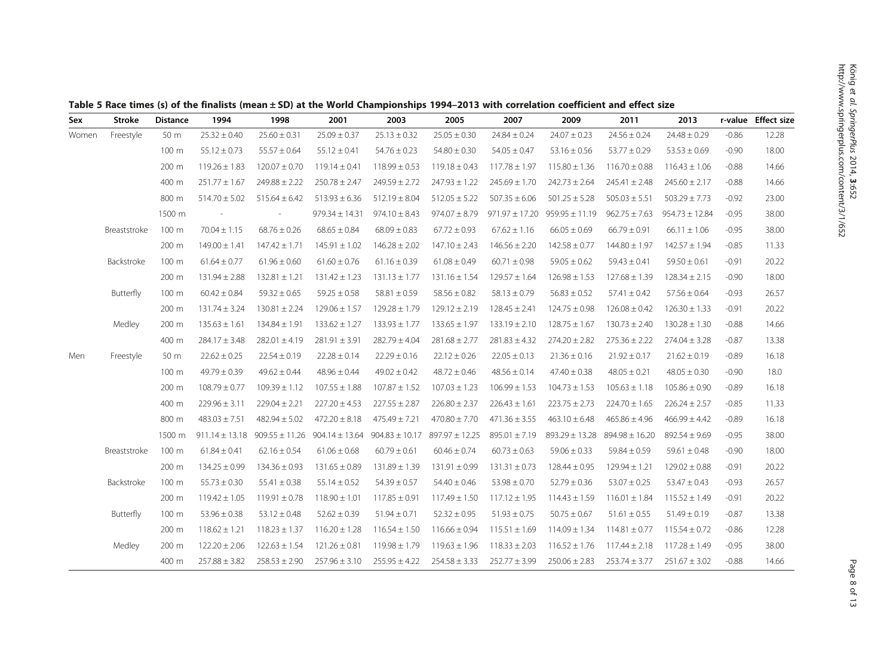**Table 5 Race times (s) of the finalists (mean ± SD) at the World Championships 1994–2013 with correlation coefficient and effect size**

| Sex | Stroke | Distance | 1994 | 1998 | 2001 | 2003 | 2005 | 2007 | 2009 | 2011 | 2013 | r-value | Effect size |
|---|---|---|---|---|---|---|---|---|---|---|---|---|---|
| Women | Freestyle | 50 m | 25.32 ± 0.40 | 25.60 ± 0.31 | 25.09 ± 0.37 | 25.13 ± 0.32 | 25.05 ± 0.30 | 24.84 ± 0.24 | 24.07 ± 0.23 | 24.56 ± 0.24 | 24.48 ± 0.29 | -0.86 | 12.28 |
| | | 100 m | 55.12 ± 0.73 | 55.57 ± 0.64 | 55.12 ± 0.41 | 54.76 ± 0.23 | 54.80 ± 0.30 | 54.05 ± 0.47 | 53.16 ± 0.56 | 53.77 ± 0.29 | 53.53 ± 0.69 | -0.90 | 18.00 |
| | | 200 m | 119.26 ± 1.83 | 120.07 ± 0.70 | 119.14 ± 0.41 | 118.99 ± 0.53 | 119.18 ± 0.43 | 117.78 ± 1.97 | 115.80 ± 1.36 | 116.70 ± 0.88 | 116.43 ± 1.06 | -0.88 | 14.66 |
| | | 400 m | 251.77 ± 1.67 | 249.88 ± 2.22 | 250.78 ± 2.47 | 249.59 ± 2.72 | 247.93 ± 1.22 | 245.69 ± 1.70 | 242.73 ± 2.64 | 245.41 ± 2.48 | 245.60 ± 2.17 | -0.88 | 14.66 |
| | | 800 m | 514.70 ± 5.02 | 515.64 ± 6.42 | 513.93 ± 6.36 | 512.19 ± 8.04 | 512.05 ± 5.22 | 507.35 ± 6.06 | 501.25 ± 5.28 | 505.03 ± 5.51 | 503.29 ± 7.73 | -0.92 | 23.00 |
| | | 1500 m | - | - | 979.34 ± 14.31 | 974.10 ± 8.43 | 974.07 ± 8.79 | 971.97 ± 17.20 | 959.95 ± 11.19 | 962.75 ± 7.63 | 954.73 ± 12.84 | -0.95 | 38.00 |
| | Breaststroke | 100 m | 70.04 ± 1.15 | 68.76 ± 0.26 | 68.65 ± 0.84 | 68.09 ± 0.83 | 67.72 ± 0.93 | 67.62 ± 1.16 | 66.05 ± 0.69 | 66.79 ± 0.91 | 66.11 ± 1.06 | -0.95 | 38.00 |
| | | 200 m | 149.00 ± 1.41 | 147.42 ± 1.71 | 145.91 ± 1.02 | 146.28 ± 2.02 | 147.10 ± 2.43 | 146.56 ± 2.20 | 142.58 ± 0.77 | 144.80 ± 1.97 | 142.57 ± 1.94 | -0.85 | 11.33 |
| | Backstroke | 100 m | 61.64 ± 0.77 | 61.96 ± 0.60 | 61.60 ± 0.76 | 61.16 ± 0.39 | 61.08 ± 0.49 | 60.71 ± 0.98 | 59.05 ± 0.62 | 59.43 ± 0.41 | 59.50 ± 0.61 | -0.91 | 20.22 |
| | | 200 m | 131.94 ± 2.88 | 132.81 ± 1.21 | 131.42 ± 1.23 | 131.13 ± 1.77 | 131.16 ± 1.54 | 129.57 ± 1.64 | 126.98 ± 1.53 | 127.68 ± 1.39 | 128.34 ± 2.15 | -0.90 | 18.00 |
| | Butterfly | 100 m | 60.42 ± 0.84 | 59.32 ± 0.65 | 59.25 ± 0.58 | 58.81 ± 0.59 | 58.56 ± 0.82 | 58.13 ± 0.79 | 56.83 ± 0.52 | 57.41 ± 0.42 | 57.56 ± 0.64 | -0.93 | 26.57 |
| | | 200 m | 131.74 ± 3.24 | 130.81 ± 2.24 | 129.06 ± 1.57 | 129.28 ± 1.79 | 129.12 ± 2.19 | 128.45 ± 2.41 | 124.75 ± 0.98 | 126.08 ± 0.42 | 126.30 ± 1.33 | -0.91 | 20.22 |
| | Medley | 200 m | 135.63 ± 1.61 | 134.84 ± 1.91 | 133.62 ± 1.27 | 133.93 ± 1.77 | 133.65 ± 1.97 | 133.19 ± 2.10 | 128.75 ± 1.67 | 130.73 ± 2.40 | 130.28 ± 1.30 | -0.88 | 14.66 |
| | | 400 m | 284.17 ± 3.48 | 282.01 ± 4.19 | 281.91 ± 3.91 | 282.79 ± 4.04 | 281.68 ± 2.77 | 281.83 ± 4.32 | 274.20 ± 2.82 | 275.36 ± 2.22 | 274.04 ± 3.28 | -0.87 | 13.38 |
| Men | Freestyle | 50 m | 22.62 ± 0.25 | 22.54 ± 0.19 | 22.28 ± 0.14 | 22.29 ± 0.16 | 22.12 ± 0.26 | 22.05 ± 0.13 | 21.36 ± 0.16 | 21.92 ± 0.17 | 21.62 ± 0.19 | -0.89 | 16.18 |
| | | 100 m | 49.79 ± 0.39 | 49.62 ± 0.44 | 48.96 ± 0.44 | 49.02 ± 0.42 | 48.72 ± 0.46 | 48.56 ± 0.14 | 47.40 ± 0.38 | 48.05 ± 0.21 | 48.05 ± 0.30 | -0.90 | 18.0 |
| | | 200 m | 108.79 ± 0.77 | 109.39 ± 1.12 | 107.55 ± 1.88 | 107.87 ± 1.52 | 107.03 ± 1.23 | 106.99 ± 1.53 | 104.73 ± 1.53 | 105.63 ± 1.18 | 105.86 ± 0.90 | -0.89 | 16.18 |
| | | 400 m | 229.96 ± 3.11 | 229.04 ± 2.21 | 227.20 ± 4.53 | 227.55 ± 2.87 | 226.80 ± 2.37 | 226.43 ± 1.61 | 223.75 ± 2.73 | 224.70 ± 1.65 | 226.24 ± 2.57 | -0.85 | 11.33 |
| | | 800 m | 483.03 ± 7.51 | 482.94 ± 5.02 | 472.20 ± 8.18 | 475.49 ± 7.21 | 470.80 ± 7.70 | 471.36 ± 3.55 | 463.10 ± 6.48 | 465.86 ± 4.96 | 466.99 ± 4.42 | -0.89 | 16.18 |
| | | 1500 m | 911.14 ± 13.18 | 909.55 ± 11.26 | 904.14 ± 13.64 | 904.83 ± 10.17 | 897.97 ± 12.25 | 895.01 ± 7.19 | 893.29 ± 13.28 | 894.98 ± 16.20 | 892.54 ± 9.69 | -0.95 | 38.00 |
| | Breaststroke | 100 m | 61.84 ± 0.41 | 62.16 ± 0.54 | 61.06 ± 0.68 | 60.79 ± 0.61 | 60.46 ± 0.74 | 60.73 ± 0.63 | 59.06 ± 0.33 | 59.84 ± 0.59 | 59.61 ± 0.48 | -0.90 | 18.00 |
| | | 200 m | 134.25 ± 0.99 | 134.36 ± 0.93 | 131.65 ± 0.89 | 131.89 ± 1.39 | 131.91 ± 0.99 | 131.31 ± 0.73 | 128.44 ± 0.95 | 129.94 ± 1.21 | 129.02 ± 0.88 | -0.91 | 20.22 |
| | Backstroke | 100 m | 55.73 ± 0.30 | 55.41 ± 0.38 | 55.14 ± 0.52 | 54.39 ± 0.57 | 54.40 ± 0.46 | 53.98 ± 0.70 | 52.79 ± 0.36 | 53.07 ± 0.25 | 53.47 ± 0.43 | -0.93 | 26.57 |
| | | 200 m | 119.42 ± 1.05 | 119.91 ± 0.78 | 118.90 ± 1.01 | 117.85 ± 0.91 | 117.49 ± 1.50 | 117.12 ± 1.95 | 114.43 ± 1.59 | 116.01 ± 1.84 | 115.52 ± 1.49 | -0.91 | 20.22 |
| | Butterfly | 100 m | 53.96 ± 0.38 | 53.12 ± 0.48 | 52.62 ± 0.39 | 51.94 ± 0.71 | 52.32 ± 0.95 | 51.93 ± 0.75 | 50.75 ± 0.67 | 51.61 ± 0.55 | 51.49 ± 0.19 | -0.87 | 13.38 |
| | | 200 m | 118.62 ± 1.21 | 118.23 ± 1.37 | 116.20 ± 1.28 | 116.54 ± 1.50 | 116.66 ± 0.94 | 115.51 ± 1.69 | 114.09 ± 1.34 | 114.81 ± 0.77 | 115.54 ± 0.72 | -0.86 | 12.28 |
| | Medley | 200 m | 122.20 ± 2.06 | 122.63 ± 1.54 | 121.26 ± 0.81 | 119.98 ± 1.79 | 119.63 ± 1.96 | 118.33 ± 2.03 | 116.52 ± 1.76 | 117.44 ± 2.18 | 117.28 ± 1.49 | -0.95 | 38.00 |
| | | 400 m | 257.88 ± 3.82 | 258.53 ± 2.90 | 257.96 ± 3.10 | 255.95 ± 4.22 | 254.58 ± 3.33 | 252.77 ± 3.99 | 250.06 ± 2.83 | 253.74 ± 3.77 | 251.67 ± 3.02 | -0.88 | 14.66 |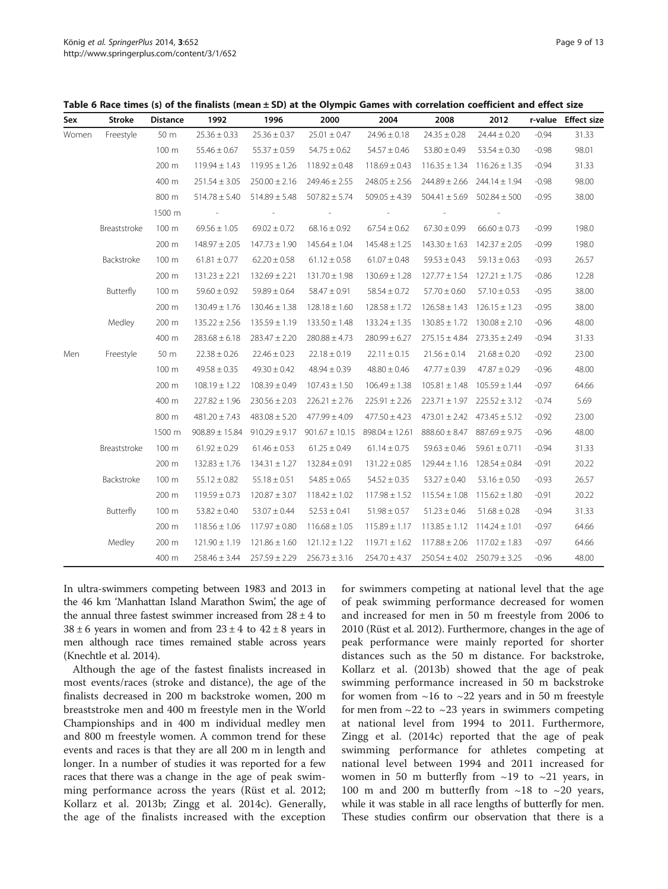**Table 6 Race times (s) of the finalists (mean ± SD) at the Olympic Games with correlation coefficient and effect size**

| Sex | Stroke | Distance | 1992 | 1996 | 2000 | 2004 | 2008 | 2012 | r-value | Effect size |
|---|---|---|---|---|---|---|---|---|---|---|
| Women | Freestyle | 50 m | 25.36 ± 0.33 | 25.36 ± 0.37 | 25.01 ± 0.47 | 24.96 ± 0.18 | 24.35 ± 0.28 | 24.44 ± 0.20 | -0.94 | 31.33 |
| | | 100 m | 55.46 ± 0.67 | 55.37 ± 0.59 | 54.75 ± 0.62 | 54.57 ± 0.46 | 53.80 ± 0.49 | 53.54 ± 0.30 | -0.98 | 98.01 |
| | | 200 m | 119.94 ± 1.43 | 119.95 ± 1.26 | 118.92 ± 0.48 | 118.69 ± 0.43 | 116.35 ± 1.34 | 116.26 ± 1.35 | -0.94 | 31.33 |
| | | 400 m | 251.54 ± 3.05 | 250.00 ± 2.16 | 249.46 ± 2.55 | 248.05 ± 2.56 | 244.89 ± 2.66 | 244.14 ± 1.94 | -0.98 | 98.00 |
| | | 800 m | 514.78 ± 5.40 | 514.89 ± 5.48 | 507.82 ± 5.74 | 509.05 ± 4.39 | 504.41 ± 5.69 | 502.84 ± 500 | -0.95 | 38.00 |
| | | 1500 m | - | - | - | - | - | - | | |
| | Breaststroke | 100 m | 69.56 ± 1.05 | 69.02 ± 0.72 | 68.16 ± 0.92 | 67.54 ± 0.62 | 67.30 ± 0.99 | 66.60 ± 0.73 | -0.99 | 198.0 |
| | | 200 m | 148.97 ± 2.05 | 147.73 ± 1.90 | 145.64 ± 1.04 | 145.48 ± 1.25 | 143.30 ± 1.63 | 142.37 ± 2.05 | -0.99 | 198.0 |
| | Backstroke | 100 m | 61.81 ± 0.77 | 62.20 ± 0.58 | 61.12 ± 0.58 | 61.07 ± 0.48 | 59.53 ± 0.43 | 59.13 ± 0.63 | -0.93 | 26.57 |
| | | 200 m | 131.23 ± 2.21 | 132.69 ± 2.21 | 131.70 ± 1.98 | 130.69 ± 1.28 | 127.77 ± 1.54 | 127.21 ± 1.75 | -0.86 | 12.28 |
| | Butterfly | 100 m | 59.60 ± 0.92 | 59.89 ± 0.64 | 58.47 ± 0.91 | 58.54 ± 0.72 | 57.70 ± 0.60 | 57.10 ± 0.53 | -0.95 | 38.00 |
| | | 200 m | 130.49 ± 1.76 | 130.46 ± 1.38 | 128.18 ± 1.60 | 128.58 ± 1.72 | 126.58 ± 1.43 | 126.15 ± 1.23 | -0.95 | 38.00 |
| | Medley | 200 m | 135.22 ± 2.56 | 135.59 ± 1.19 | 133.50 ± 1.48 | 133.24 ± 1.35 | 130.85 ± 1.72 | 130.08 ± 2.10 | -0.96 | 48.00 |
| | | 400 m | 283.68 ± 6.18 | 283.47 ± 2.20 | 280.88 ± 4.73 | 280.99 ± 6.27 | 275.15 ± 4.84 | 273.35 ± 2.49 | -0.94 | 31.33 |
| Men | Freestyle | 50 m | 22.38 ± 0.26 | 22.46 ± 0.23 | 22.18 ± 0.19 | 22.11 ± 0.15 | 21.56 ± 0.14 | 21.68 ± 0.20 | -0.92 | 23.00 |
| | | 100 m | 49.58 ± 0.35 | 49.30 ± 0.42 | 48.94 ± 0.39 | 48.80 ± 0.46 | 47.77 ± 0.39 | 47.87 ± 0.29 | -0.96 | 48.00 |
| | | 200 m | 108.19 ± 1.22 | 108.39 ± 0.49 | 107.43 ± 1.50 | 106.49 ± 1.38 | 105.81 ± 1.48 | 105.59 ± 1.44 | -0.97 | 64.66 |
| | | 400 m | 227.82 ± 1.96 | 230.56 ± 2.03 | 226.21 ± 2.76 | 225.91 ± 2.26 | 223.71 ± 1.97 | 225.52 ± 3.12 | -0.74 | 5.69 |
| | | 800 m | 481.20 ± 7.43 | 483.08 ± 5.20 | 477.99 ± 4.09 | 477.50 ± 4.23 | 473.01 ± 2.42 | 473.45 ± 5.12 | -0.92 | 23.00 |
| | | 1500 m | 908.89 ± 15.84 | 910.29 ± 9.17 | 901.67 ± 10.15 | 898.04 ± 12.61 | 888.60 ± 8.47 | 887.69 ± 9.75 | -0.96 | 48.00 |
| | Breaststroke | 100 m | 61.92 ± 0.29 | 61.46 ± 0.53 | 61.25 ± 0.49 | 61.14 ± 0.75 | 59.63 ± 0.46 | 59.61 ± 0.711 | -0.94 | 31.33 |
| | | 200 m | 132.83 ± 1.76 | 134.31 ± 1.27 | 132.84 ± 0.91 | 131.22 ± 0.85 | 129.44 ± 1.16 | 128.54 ± 0.84 | -0.91 | 20.22 |
| | Backstroke | 100 m | 55.12 ± 0.82 | 55.18 ± 0.51 | 54.85 ± 0.65 | 54.52 ± 0.35 | 53.27 ± 0.40 | 53.16 ± 0.50 | -0.93 | 26.57 |
| | | 200 m | 119.59 ± 0.73 | 120.87 ± 3.07 | 118.42 ± 1.02 | 117.98 ± 1.52 | 115.54 ± 1.08 | 115.62 ± 1.80 | -0.91 | 20.22 |
| | Butterfly | 100 m | 53.82 ± 0.40 | 53.07 ± 0.44 | 52.53 ± 0.41 | 51.98 ± 0.57 | 51.23 ± 0.46 | 51.68 ± 0.28 | -0.94 | 31.33 |
| | | 200 m | 118.56 ± 1.06 | 117.97 ± 0.80 | 116.68 ± 1.05 | 115.89 ± 1.17 | 113.85 ± 1.12 | 114.24 ± 1.01 | -0.97 | 64.66 |
| | Medley | 200 m | 121.90 ± 1.19 | 121.86 ± 1.60 | 121.12 ± 1.22 | 119.71 ± 1.62 | 117.88 ± 2.06 | 117.02 ± 1.83 | -0.97 | 64.66 |
| | | 400 m | 258.46 ± 3.44 | 257.59 ± 2.29 | 256.73 ± 3.16 | 254.70 ± 4.37 | 250.54 ± 4.02 | 250.79 ± 3.25 | -0.96 | 48.00 |

In ultra-swimmers competing between 1983 and 2013 in the 46 km 'Manhattan Island Marathon Swim', the age of the annual three fastest swimmer increased from 28 ± 4 to 38 ± 6 years in women and from 23 ± 4 to 42 ± 8 years in men although race times remained stable across years (Knechtle et al. 2014).

Although the age of the fastest finalists increased in most events/races (stroke and distance), the age of the finalists decreased in 200 m backstroke women, 200 m breaststroke men and 400 m freestyle men in the World Championships and in 400 m individual medley men and 800 m freestyle women. A common trend for these events and races is that they are all 200 m in length and longer. In a number of studies it was reported for a few races that there was a change in the age of peak swimming performance across the years (Rüst et al. 2012; Kollarz et al. 2013b; Zingg et al. 2014c). Generally, the age of the finalists increased with the exception for swimmers competing at national level that the age of peak swimming performance decreased for women and increased for men in 50 m freestyle from 2006 to 2010 (Rüst et al. 2012). Furthermore, changes in the age of peak performance were mainly reported for shorter distances such as the 50 m distance. For backstroke, Kollarz et al. (2013b) showed that the age of peak swimming performance increased in 50 m backstroke for women from ~16 to ~22 years and in 50 m freestyle for men from ~22 to ~23 years in swimmers competing at national level from 1994 to 2011. Furthermore, Zingg et al. (2014c) reported that the age of peak swimming performance for athletes competing at national level between 1994 and 2011 increased for women in 50 m butterfly from ~19 to ~21 years, in 100 m and 200 m butterfly from ~18 to ~20 years, while it was stable in all race lengths of butterfly for men. These studies confirm our observation that there is a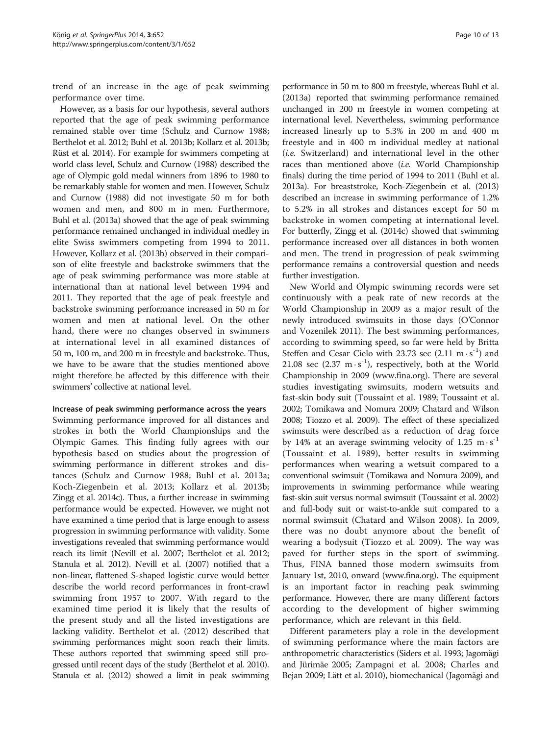trend of an increase in the age of peak swimming performance over time.

However, as a basis for our hypothesis, several authors reported that the age of peak swimming performance remained stable over time (Schulz and Curnow 1988; Berthelot et al. 2012; Buhl et al. 2013b; Kollarz et al. 2013b; Rüst et al. 2014). For example for swimmers competing at world class level, Schulz and Curnow (1988) described the age of Olympic gold medal winners from 1896 to 1980 to be remarkably stable for women and men. However, Schulz and Curnow (1988) did not investigate 50 m for both women and men, and 800 m in men. Furthermore, Buhl et al. (2013a) showed that the age of peak swimming performance remained unchanged in individual medley in elite Swiss swimmers competing from 1994 to 2011. However, Kollarz et al. (2013b) observed in their comparison of elite freestyle and backstroke swimmers that the age of peak swimming performance was more stable at international than at national level between 1994 and 2011. They reported that the age of peak freestyle and backstroke swimming performance increased in 50 m for women and men at national level. On the other hand, there were no changes observed in swimmers at international level in all examined distances of 50 m, 100 m, and 200 m in freestyle and backstroke. Thus, we have to be aware that the studies mentioned above might therefore be affected by this difference with their swimmers' collective at national level.

### Increase of peak swimming performance across the years

Swimming performance improved for all distances and strokes in both the World Championships and the Olympic Games. This finding fully agrees with our hypothesis based on studies about the progression of swimming performance in different strokes and distances (Schulz and Curnow 1988; Buhl et al. 2013a; Koch-Ziegenbein et al. 2013; Kollarz et al. 2013b; Zingg et al. 2014c). Thus, a further increase in swimming performance would be expected. However, we might not have examined a time period that is large enough to assess progression in swimming performance with validity. Some investigations revealed that swimming performance would reach its limit (Nevill et al. 2007; Berthelot et al. 2012; Stanula et al. 2012). Nevill et al. (2007) notified that a non-linear, flattened S-shaped logistic curve would better describe the world record performances in front-crawl swimming from 1957 to 2007. With regard to the examined time period it is likely that the results of the present study and all the listed investigations are lacking validity. Berthelot et al. (2012) described that swimming performances might soon reach their limits. These authors reported that swimming speed still progressed until recent days of the study (Berthelot et al. 2010). Stanula et al. (2012) showed a limit in peak swimming performance in 50 m to 800 m freestyle, whereas Buhl et al. (2013a) reported that swimming performance remained unchanged in 200 m freestyle in women competing at international level. Nevertheless, swimming performance increased linearly up to 5.3% in 200 m and 400 m freestyle and in 400 m individual medley at national (*i.e.* Switzerland) and international level in the other races than mentioned above (*i.e.* World Championship finals) during the time period of 1994 to 2011 (Buhl et al. 2013a). For breaststroke, Koch-Ziegenbein et al. (2013) described an increase in swimming performance of 1.2% to 5.2% in all strokes and distances except for 50 m backstroke in women competing at international level. For butterfly, Zingg et al. (2014c) showed that swimming performance increased over all distances in both women and men. The trend in progression of peak swimming performance remains a controversial question and needs further investigation.

New World and Olympic swimming records were set continuously with a peak rate of new records at the World Championship in 2009 as a major result of the newly introduced swimsuits in those days (O'Connor and Vozenilek 2011). The best swimming performances, according to swimming speed, so far were held by Britta Steffen and Cesar Cielo with 23.73 sec ($2.11\ m \cdot s^{-1}$) and 21.08 sec ($2.37\ m \cdot s^{-1}$), respectively, both at the World Championship in 2009 (www.fina.org). There are several studies investigating swimsuits, modern wetsuits and fast-skin body suit (Toussaint et al. 1989; Toussaint et al. 2002; Tomikawa and Nomura 2009; Chatard and Wilson 2008; Tiozzo et al. 2009). The effect of these specialized swimsuits were described as a reduction of drag force by 14% at an average swimming velocity of $1.25\ m \cdot s^{-1}$ (Toussaint et al. 1989), better results in swimming performances when wearing a wetsuit compared to a conventional swimsuit (Tomikawa and Nomura 2009), and improvements in swimming performance while wearing fast-skin suit versus normal swimsuit (Toussaint et al. 2002) and full-body suit or waist-to-ankle suit compared to a normal swimsuit (Chatard and Wilson 2008). In 2009, there was no doubt anymore about the benefit of wearing a bodysuit (Tiozzo et al. 2009). The way was paved for further steps in the sport of swimming. Thus, FINA banned those modern swimsuits from January 1st, 2010, onward (www.fina.org). The equipment is an important factor in reaching peak swimming performance. However, there are many different factors according to the development of higher swimming performance, which are relevant in this field.

Different parameters play a role in the development of swimming performance where the main factors are anthropometric characteristics (Siders et al. 1993; Jagomägi and Jürimäe 2005; Zampagni et al. 2008; Charles and Bejan 2009; Lätt et al. 2010), biomechanical (Jagomägi and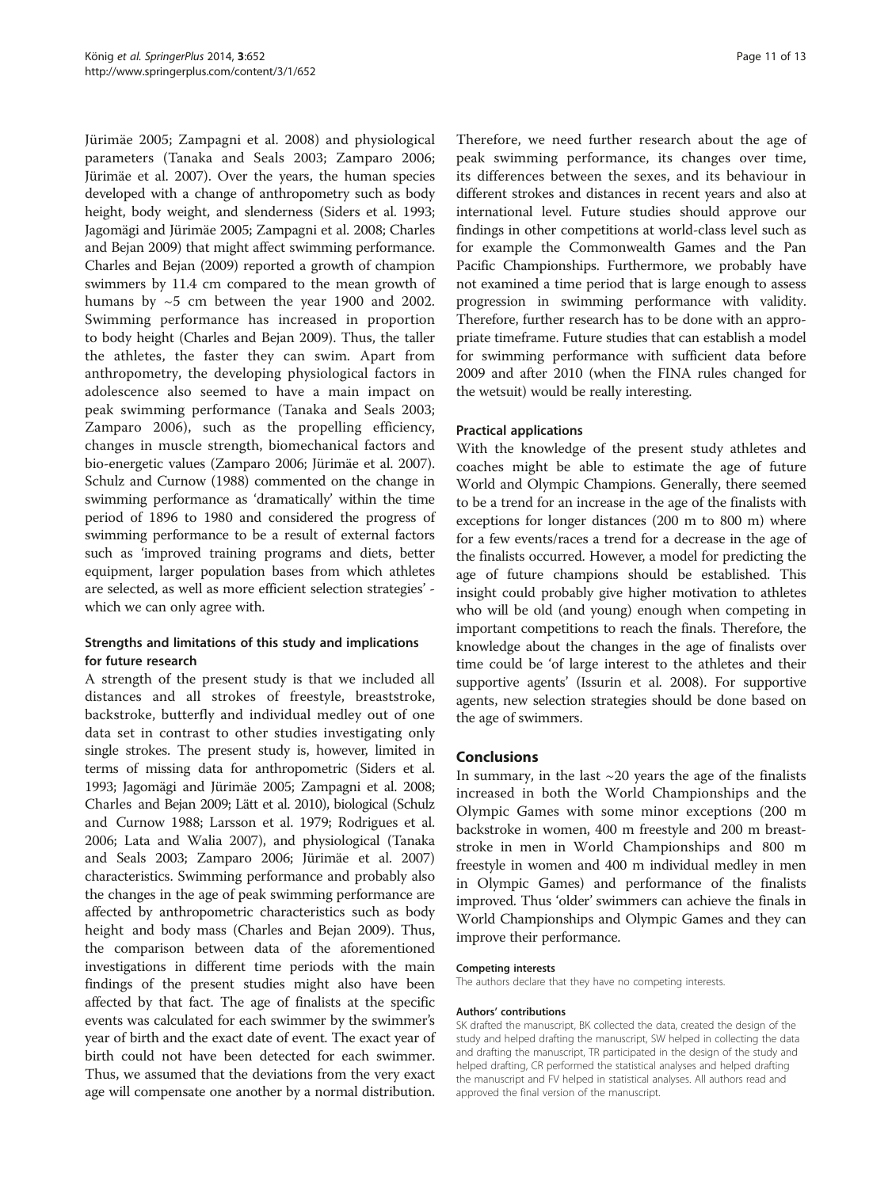Jürimäe 2005; Zampagni et al. 2008) and physiological parameters (Tanaka and Seals 2003; Zamparo 2006; Jürimäe et al. 2007). Over the years, the human species developed with a change of anthropometry such as body height, body weight, and slenderness (Siders et al. 1993; Jagomägi and Jürimäe 2005; Zampagni et al. 2008; Charles and Bejan 2009) that might affect swimming performance. Charles and Bejan (2009) reported a growth of champion swimmers by 11.4 cm compared to the mean growth of humans by ~5 cm between the year 1900 and 2002. Swimming performance has increased in proportion to body height (Charles and Bejan 2009). Thus, the taller the athletes, the faster they can swim. Apart from anthropometry, the developing physiological factors in adolescence also seemed to have a main impact on peak swimming performance (Tanaka and Seals 2003; Zamparo 2006), such as the propelling efficiency, changes in muscle strength, biomechanical factors and bio-energetic values (Zamparo 2006; Jürimäe et al. 2007). Schulz and Curnow (1988) commented on the change in swimming performance as 'dramatically' within the time period of 1896 to 1980 and considered the progress of swimming performance to be a result of external factors such as 'improved training programs and diets, better equipment, larger population bases from which athletes are selected, as well as more efficient selection strategies' - which we can only agree with.

### Strengths and limitations of this study and implications for future research

A strength of the present study is that we included all distances and all strokes of freestyle, breaststroke, backstroke, butterfly and individual medley out of one data set in contrast to other studies investigating only single strokes. The present study is, however, limited in terms of missing data for anthropometric (Siders et al. 1993; Jagomägi and Jürimäe 2005; Zampagni et al. 2008; Charles and Bejan 2009; Lätt et al. 2010), biological (Schulz and Curnow 1988; Larsson et al. 1979; Rodrigues et al. 2006; Lata and Walia 2007), and physiological (Tanaka and Seals 2003; Zamparo 2006; Jürimäe et al. 2007) characteristics. Swimming performance and probably also the changes in the age of peak swimming performance are affected by anthropometric characteristics such as body height and body mass (Charles and Bejan 2009). Thus, the comparison between data of the aforementioned investigations in different time periods with the main findings of the present studies might also have been affected by that fact. The age of finalists at the specific events was calculated for each swimmer by the swimmer's year of birth and the exact date of event. The exact year of birth could not have been detected for each swimmer. Thus, we assumed that the deviations from the very exact age will compensate one another by a normal distribution.

Therefore, we need further research about the age of peak swimming performance, its changes over time, its differences between the sexes, and its behaviour in different strokes and distances in recent years and also at international level. Future studies should approve our findings in other competitions at world-class level such as for example the Commonwealth Games and the Pan Pacific Championships. Furthermore, we probably have not examined a time period that is large enough to assess progression in swimming performance with validity. Therefore, further research has to be done with an appropriate timeframe. Future studies that can establish a model for swimming performance with sufficient data before 2009 and after 2010 (when the FINA rules changed for the wetsuit) would be really interesting.

### Practical applications

With the knowledge of the present study athletes and coaches might be able to estimate the age of future World and Olympic Champions. Generally, there seemed to be a trend for an increase in the age of the finalists with exceptions for longer distances (200 m to 800 m) where for a few events/races a trend for a decrease in the age of the finalists occurred. However, a model for predicting the age of future champions should be established. This insight could probably give higher motivation to athletes who will be old (and young) enough when competing in important competitions to reach the finals. Therefore, the knowledge about the changes in the age of finalists over time could be 'of large interest to the athletes and their supportive agents' (Issurin et al. 2008). For supportive agents, new selection strategies should be done based on the age of swimmers.

## Conclusions

In summary, in the last ~20 years the age of the finalists increased in both the World Championships and the Olympic Games with some minor exceptions (200 m backstroke in women, 400 m freestyle and 200 m breaststroke in men in World Championships and 800 m freestyle in women and 400 m individual medley in men in Olympic Games) and performance of the finalists improved. Thus 'older' swimmers can achieve the finals in World Championships and Olympic Games and they can improve their performance.

#### Competing interests

The authors declare that they have no competing interests.

#### Authors' contributions

SK drafted the manuscript, BK collected the data, created the design of the study and helped drafting the manuscript, SW helped in collecting the data and drafting the manuscript, TR participated in the design of the study and helped drafting, CR performed the statistical analyses and helped drafting the manuscript and FV helped in statistical analyses. All authors read and approved the final version of the manuscript.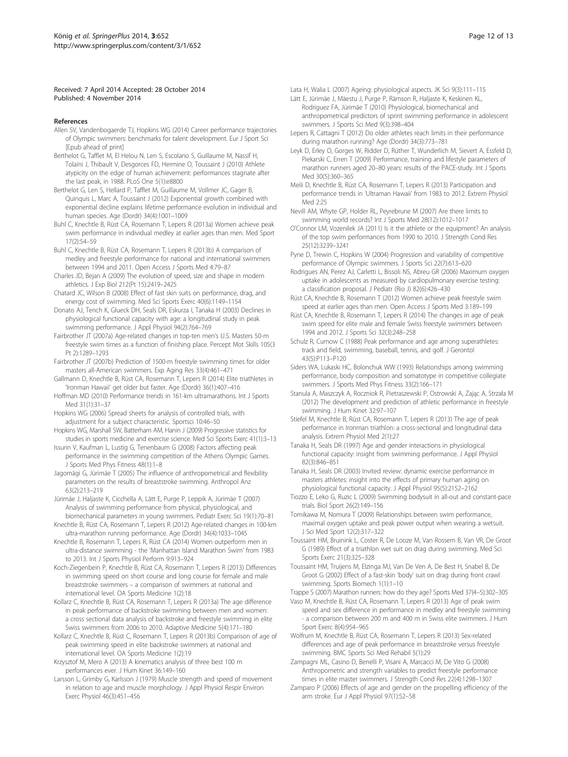Received: 7 April 2014 Accepted: 28 October 2014
Published: 4 November 2014

## References

Allen SV, Vandenbogaerde TJ, Hopkins WG (2014) Career performance trajectories of Olympic swimmers: benchmarks for talent development. Eur J Sport Sci [Epub ahead of print]

Berthelot G, Tafflet M, El Helou N, Len S, Escolano S, Guillaume M, Nassif H, Tolaïni J, Thibault V, Desgorces FD, Hermine O, Toussaint J (2010) Athlete atypicity on the edge of human achievement: performances stagnate after the last peak, in 1988. PLoS One 5(1):e8800

Berthelot G, Len S, Hellard P, Tafflet M, Guillaume M, Vollmer JC, Gager B, Quinquis L, Marc A, Toussaint J (2012) Exponential growth combined with exponential decline explains lifetime performance evolution in individual and human species. Age (Dordr) 34(4):1001–1009

Buhl C, Knechtle B, Rüst CA, Rosemann T, Lepers R (2013a) Women achieve peak swim performance in individual medley at earlier ages than men. Med Sport 17(2):54–59

Buhl C, Knechtle B, Rüst CA, Rosemann T, Lepers R (2013b) A comparison of medley and freestyle performance for national and international swimmers between 1994 and 2011. Open Access J Sports Med 4:79–87

Charles JD, Bejan A (2009) The evolution of speed, size and shape in modern athletics. J Exp Biol 212(Pt 15):2419–2425

Chatard JC, Wilson B (2008) Effect of fast skin suits on performance, drag, and energy cost of swimming. Med Sci Sports Exerc 40(6):1149–1154

Donato AJ, Tench K, Glueck DH, Seals DR, Eskurza I, Tanaka H (2003) Declines in physiological functional capacity with age: a longitudinal study in peak swimming performance. J Appl Physiol 94(2):764–769

Fairbrother JT (2007a) Age-related changes in top-ten men's U.S. Masters 50-m freestyle swim times as a function of finishing place. Percept Mot Skills 105(3 Pt 2):1289–1293

Fairbrother JT (2007b) Prediction of 1500-m freestyle swimming times for older masters all-American swimmers. Exp Aging Res 33(4):461–471

Gallmann D, Knechtle B, Rüst CA, Rosemann T, Lepers R (2014) Elite triathletes in 'Ironman Hawaii' get older but faster. Age (Dordr) 36(1):407–416

Hoffman MD (2010) Performance trends in 161-km ultramarathons. Int J Sports Med 31(1):31–37

Hopkins WG (2006) Spread sheets for analysis of controlled trials, with adjustment for a subject characteristic. Sportsci 10:46–50

Hopkins WG, Marshall SW, Batterham AM, Hanin J (2009) Progressive statistics for studies in sports medicine and exercise science. Med Sci Sports Exerc 41(1):3–13

Issurin V, Kaufman L, Lustig G, Tenenbaum G (2008) Factors affecting peak performance in the swimming competition of the Athens Olympic Games. J Sports Med Phys Fitness 48(1):1–8

Jagomägi G, Jürimäe T (2005) The influence of anthropometrical and flexibility parameters on the results of breaststroke swimming. Anthropol Anz 63(2):213–219

Jürimäe J, Haljaste K, Cicchella A, Lätt E, Purge P, Leppik A, Jürimäe T (2007) Analysis of swimming performance from physical, physiological, and biomechanical parameters in young swimmers. Pediatr Exerc Sci 19(1):70–81

Knechtle B, Rüst CA, Rosemann T, Lepers R (2012) Age-related changes in 100-km ultra-marathon running performance. Age (Dordr) 34(4):1033–1045

Knechtle B, Rosemann T, Lepers R, Rüst CA (2014) Women outperform men in ultra-distance swimming - the 'Manhattan Island Marathon Swim' from 1983 to 2013. Int J Sports Physiol Perform 9:913–924

Koch-Ziegenbein P, Knechtle B, Rüst CA, Rosemann T, Lepers R (2013) Differences in swimming speed on short course and long course for female and male breaststroke swimmers – a comparison of swimmers at national and international level. OA Sports Medicine 1(2):18

Kollarz C, Knechtle B, Rüst CA, Rosemann T, Lepers R (2013a) The age difference in peak performance of backstroke swimming between men and women: a cross sectional data analysis of backstroke and freestyle swimming in elite Swiss swimmers from 2006 to 2010. Adaptive Medicine 5(4):171–180

Kollarz C, Knechtle B, Rüst C, Rosemann T, Lepers R (2013b) Comparison of age of peak swimming speed in elite backstroke swimmers at national and international level. OA Sports Medicine 1(2):19

Krzysztof M, Mero A (2013) A kinematics analysis of three best 100 m performances ever. J Hum Kinet 36:149–160

Larsson L, Grimby G, Karlsson J (1979) Muscle strength and speed of movement in relation to age and muscle morphology. J Appl Physiol Respir Environ Exerc Physiol 46(3):451–456

Lata H, Walia L (2007) Ageing: physiological aspects. JK Sci 9(3):111–115

Lätt E, Jürimäe J, Mäestu J, Purge P, Rämson R, Haljaste K, Keskinen KL, Rodriguez FA, Jürimäe T (2010) Physiological, biomechanical and anthropometrical predictors of sprint swimming performance in adolescent swimmers. J Sports Sci Med 9(3):398–404

Lepers R, Cattagni T (2012) Do older athletes reach limits in their performance during marathon running? Age (Dordr) 34(3):773–781

Leyk D, Erley O, Gorges W, Ridder D, Rüther T, Wunderlich M, Sievert A, Essfeld D, Piekarski C, Erren T (2009) Performance, training and lifestyle parameters of marathon runners aged 20–80 years: results of the PACE-study. Int J Sports Med 30(5):360–365

Meili D, Knechtle B, Rüst CA, Rosemann T, Lepers R (2013) Participation and performance trends in 'Ultraman Hawaii' from 1983 to 2012. Extrem Physiol Med 2:25

Nevill AM, Whyte GP, Holder RL, Peyrebrune M (2007) Are there limits to swimming world records? Int J Sports Med 28(12):1012–1017

O'Connor LM, Vozenilek JA (2011) Is it the athlete or the equipment? An analysis of the top swim performances from 1990 to 2010. J Strength Cond Res 25(12):3239–3241

Pyne D, Trewin C, Hopkins W (2004) Progression and variability of competitive performance of Olympic swimmers. J Sports Sci 22(7):613–620

Rodrigues AN, Perez AJ, Carletti L, Bissoli NS, Abreu GR (2006) Maximum oxygen uptake in adolescents as measured by cardiopulmonary exercise testing: a classification proposal. J Pediatr (Rio J) 82(6):426–430

Rüst CA, Knechtle B, Rosemann T (2012) Women achieve peak freestyle swim speed at earlier ages than men. Open Access J Sports Med 3:189–199

Rüst CA, Knechtle B, Rosemann T, Lepers R (2014) The changes in age of peak swim speed for elite male and female Swiss freestyle swimmers between 1994 and 2012. J Sports Sci 32(3):248–258

Schulz R, Curnow C (1988) Peak performance and age among superathletes: track and field, swimming, baseball, tennis, and golf. J Gerontol 43(5):P113–P120

Siders WA, Lukaski HC, Bolonchuk WW (1993) Relationships among swimming performance, body composition and somatotype in competitive collegiate swimmers. J Sports Med Phys Fitness 33(2):166–171

Stanula A, Maszczyk A, Roczniok R, Pietraszewski P, Ostrowski A, Zając A, Strzała M (2012) The development and prediction of athletic performance in freestyle swimming. J Hum Kinet 32:97–107

Stiefel M, Knechtle B, Rüst CA, Rosemann T, Lepers R (2013) The age of peak performance in Ironman triathlon: a cross-sectional and longitudinal data analysis. Extrem Physiol Med 2(1):27

Tanaka H, Seals DR (1997) Age and gender interactions in physiological functional capacity: insight from swimming performance. J Appl Physiol 82(3):846–851

Tanaka H, Seals DR (2003) Invited review: dynamic exercise performance in masters athletes: insight into the effects of primary human aging on physiological functional capacity. J Appl Physiol 95(5):2152–2162

Tiozzo E, Leko G, Ruzic L (2009) Swimming bodysuit in all-out and constant-pace trials. Biol Sport 26(2):149–156

Tomikawa M, Nomura T (2009) Relationships between swim performance, maximal oxygen uptake and peak power output when wearing a wetsuit. J Sci Med Sport 12(2):317–322

Toussaint HM, Bruinink L, Coster R, De Looze M, Van Rossem B, Van VR, De Groot G (1989) Effect of a triathlon wet suit on drag during swimming. Med Sci Sports Exerc 21(3):325–328

Toussaint HM, Truijens M, Elzinga MJ, Van De Ven A, De Best H, Snabel B, De Groot G (2002) Effect of a fast-skin 'body' suit on drag during front crawl swimming. Sports Biomech 1(1):1–10

Trappe S (2007) Marathon runners: how do they age? Sports Med 37(4–5):302–305

Vaso M, Knechtle B, Rüst CA, Rosemann T, Lepers R (2013) Age of peak swim speed and sex difference in performance in medley and freestyle swimming - a comparison between 200 m and 400 m in Swiss elite swimmers. J Hum Sport Exerc 8(4):954–965

Wolfrum M, Knechtle B, Rüst CA, Rosemann T, Lepers R (2013) Sex-related differences and age of peak performance in breaststroke versus freestyle swimming. BMC Sports Sci Med Rehabil 5(1):29

Zampagni ML, Casino D, Benelli P, Visani A, Marcacci M, De Vito G (2008) Anthropometric and strength variables to predict freestyle performance times in elite master swimmers. J Strength Cond Res 22(4):1298–1307

Zamparo P (2006) Effects of age and gender on the propelling efficiency of the arm stroke. Eur J Appl Physiol 97(1):52–58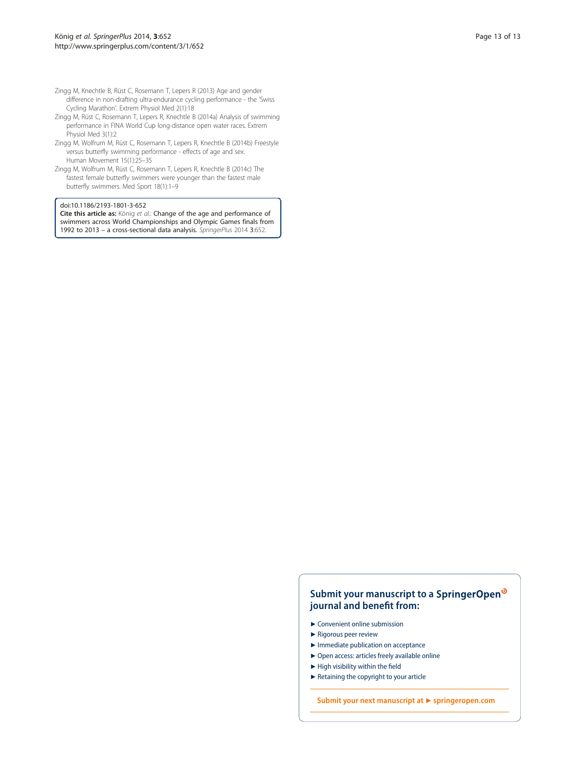Zingg M, Knechtle B, Rüst C, Rosemann T, Lepers R (2013) Age and gender difference in non-drafting ultra-endurance cycling performance - the 'Swiss Cycling Marathon'. Extrem Physiol Med 2(1):18

Zingg M, Rüst C, Rosemann T, Lepers R, Knechtle B (2014a) Analysis of swimming performance in FINA World Cup long-distance open water races. Extrem Physiol Med 3(1):2

Zingg M, Wolfrum M, Rüst C, Rosemann T, Lepers R, Knechtle B (2014b) Freestyle versus butterfly swimming performance - effects of age and sex. Human Movement 15(1):25–35

Zingg M, Wolfrum M, Rüst C, Rosemann T, Lepers R, Knechtle B (2014c) The fastest female butterfly swimmers were younger than the fastest male butterfly swimmers. Med Sport 18(1):1–9

doi:10.1186/2193-1801-3-652

**Cite this article as:** König *et al.*: Change of the age and performance of swimmers across World Championships and Olympic Games finals from 1992 to 2013 – a cross-sectional data analysis. *SpringerPlus* 2014 **3**:652.

**Submit your manuscript to a SpringerOpen journal and benefit from:**

- ► Convenient online submission
- ► Rigorous peer review
- ► Immediate publication on acceptance
- ► Open access: articles freely available online
- ► High visibility within the field
- ► Retaining the copyright to your article

**Submit your next manuscript at ► springeropen.com**